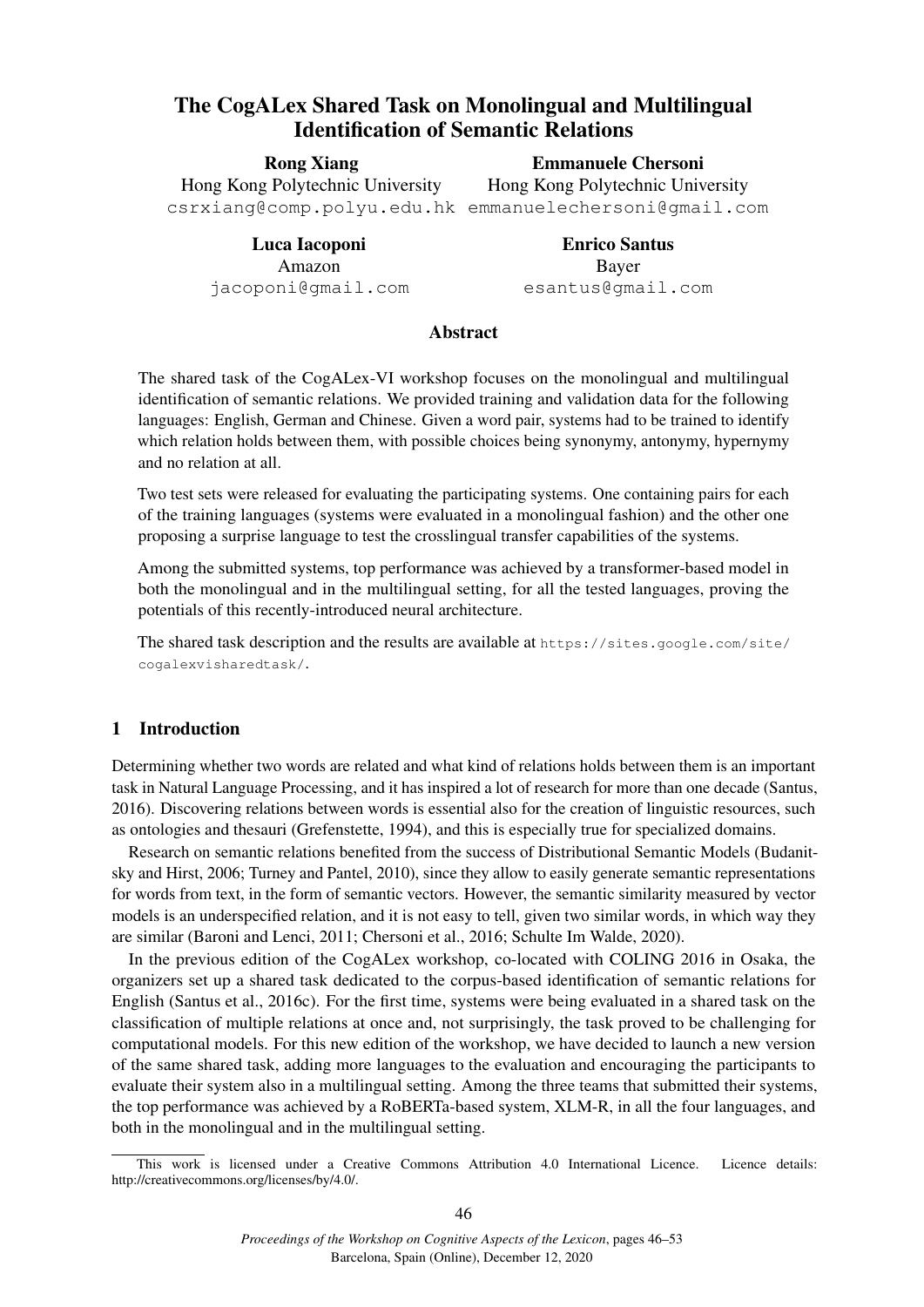# The CogALex Shared Task on Monolingual and Multilingual Identification of Semantic Relations

**Rong Xiang**
Hong Kong Polytechnic University
csrxiang@comp.polyu.edu.hk

**Emmanuele Chersoni**
Hong Kong Polytechnic University
emmanuelechersoni@gmail.com

**Luca Iacoponi**
Amazon
jacoponi@gmail.com

**Enrico Santus**
Bayer
esantus@gmail.com

## Abstract

The shared task of the CogALex-VI workshop focuses on the monolingual and multilingual identification of semantic relations. We provided training and validation data for the following languages: English, German and Chinese. Given a word pair, systems had to be trained to identify which relation holds between them, with possible choices being synonymy, antonymy, hypernymy and no relation at all.

Two test sets were released for evaluating the participating systems. One containing pairs for each of the training languages (systems were evaluated in a monolingual fashion) and the other one proposing a surprise language to test the crosslingual transfer capabilities of the systems.

Among the submitted systems, top performance was achieved by a transformer-based model in both the monolingual and in the multilingual setting, for all the tested languages, proving the potentials of this recently-introduced neural architecture.

The shared task description and the results are available at https://sites.google.com/site/cogalexvisharedtask/.

## 1 Introduction

Determining whether two words are related and what kind of relations holds between them is an important task in Natural Language Processing, and it has inspired a lot of research for more than one decade (Santus, 2016). Discovering relations between words is essential also for the creation of linguistic resources, such as ontologies and thesauri (Grefenstette, 1994), and this is especially true for specialized domains.

Research on semantic relations benefited from the success of Distributional Semantic Models (Budanitsky and Hirst, 2006; Turney and Pantel, 2010), since they allow to easily generate semantic representations for words from text, in the form of semantic vectors. However, the semantic similarity measured by vector models is an underspecified relation, and it is not easy to tell, given two similar words, in which way they are similar (Baroni and Lenci, 2011; Chersoni et al., 2016; Schulte Im Walde, 2020).

In the previous edition of the CogALex workshop, co-located with COLING 2016 in Osaka, the organizers set up a shared task dedicated to the corpus-based identification of semantic relations for English (Santus et al., 2016c). For the first time, systems were being evaluated in a shared task on the classification of multiple relations at once and, not surprisingly, the task proved to be challenging for computational models. For this new edition of the workshop, we have decided to launch a new version of the same shared task, adding more languages to the evaluation and encouraging the participants to evaluate their system also in a multilingual setting. Among the three teams that submitted their systems, the top performance was achieved by a RoBERTa-based system, XLM-R, in all the four languages, and both in the monolingual and in the multilingual setting.

This work is licensed under a Creative Commons Attribution 4.0 International Licence. Licence details: http://creativecommons.org/licenses/by/4.0/.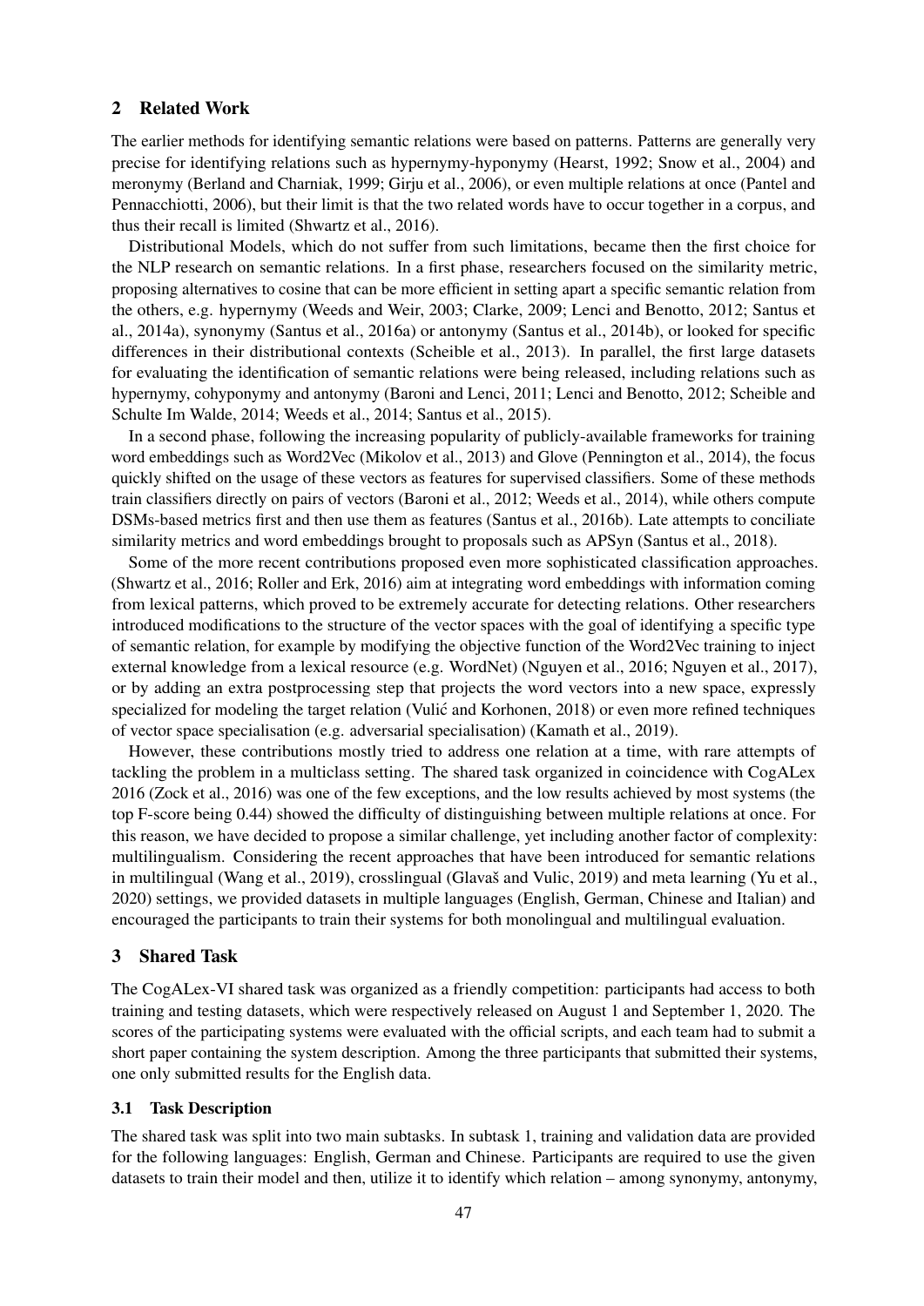## 2 Related Work

The earlier methods for identifying semantic relations were based on patterns. Patterns are generally very precise for identifying relations such as hypernymy-hyponymy (Hearst, 1992; Snow et al., 2004) and meronymy (Berland and Charniak, 1999; Girju et al., 2006), or even multiple relations at once (Pantel and Pennacchiotti, 2006), but their limit is that the two related words have to occur together in a corpus, and thus their recall is limited (Shwartz et al., 2016).

Distributional Models, which do not suffer from such limitations, became then the first choice for the NLP research on semantic relations. In a first phase, researchers focused on the similarity metric, proposing alternatives to cosine that can be more efficient in setting apart a specific semantic relation from the others, e.g. hypernymy (Weeds and Weir, 2003; Clarke, 2009; Lenci and Benotto, 2012; Santus et al., 2014a), synonymy (Santus et al., 2016a) or antonymy (Santus et al., 2014b), or looked for specific differences in their distributional contexts (Scheible et al., 2013). In parallel, the first large datasets for evaluating the identification of semantic relations were being released, including relations such as hypernymy, cohyponymy and antonymy (Baroni and Lenci, 2011; Lenci and Benotto, 2012; Scheible and Schulte Im Walde, 2014; Weeds et al., 2014; Santus et al., 2015).

In a second phase, following the increasing popularity of publicly-available frameworks for training word embeddings such as Word2Vec (Mikolov et al., 2013) and Glove (Pennington et al., 2014), the focus quickly shifted on the usage of these vectors as features for supervised classifiers. Some of these methods train classifiers directly on pairs of vectors (Baroni et al., 2012; Weeds et al., 2014), while others compute DSMs-based metrics first and then use them as features (Santus et al., 2016b). Late attempts to conciliate similarity metrics and word embeddings brought to proposals such as APSyn (Santus et al., 2018).

Some of the more recent contributions proposed even more sophisticated classification approaches. (Shwartz et al., 2016; Roller and Erk, 2016) aim at integrating word embeddings with information coming from lexical patterns, which proved to be extremely accurate for detecting relations. Other researchers introduced modifications to the structure of the vector spaces with the goal of identifying a specific type of semantic relation, for example by modifying the objective function of the Word2Vec training to inject external knowledge from a lexical resource (e.g. WordNet) (Nguyen et al., 2016; Nguyen et al., 2017), or by adding an extra postprocessing step that projects the word vectors into a new space, expressly specialized for modeling the target relation (Vulić and Korhonen, 2018) or even more refined techniques of vector space specialisation (e.g. adversarial specialisation) (Kamath et al., 2019).

However, these contributions mostly tried to address one relation at a time, with rare attempts of tackling the problem in a multiclass setting. The shared task organized in coincidence with CogALex 2016 (Zock et al., 2016) was one of the few exceptions, and the low results achieved by most systems (the top F-score being 0.44) showed the difficulty of distinguishing between multiple relations at once. For this reason, we have decided to propose a similar challenge, yet including another factor of complexity: multilingualism. Considering the recent approaches that have been introduced for semantic relations in multilingual (Wang et al., 2019), crosslingual (Glavaš and Vulic, 2019) and meta learning (Yu et al., 2020) settings, we provided datasets in multiple languages (English, German, Chinese and Italian) and encouraged the participants to train their systems for both monolingual and multilingual evaluation.

## 3 Shared Task

The CogALex-VI shared task was organized as a friendly competition: participants had access to both training and testing datasets, which were respectively released on August 1 and September 1, 2020. The scores of the participating systems were evaluated with the official scripts, and each team had to submit a short paper containing the system description. Among the three participants that submitted their systems, one only submitted results for the English data.

### 3.1 Task Description

The shared task was split into two main subtasks. In subtask 1, training and validation data are provided for the following languages: English, German and Chinese. Participants are required to use the given datasets to train their model and then, utilize it to identify which relation – among synonymy, antonymy,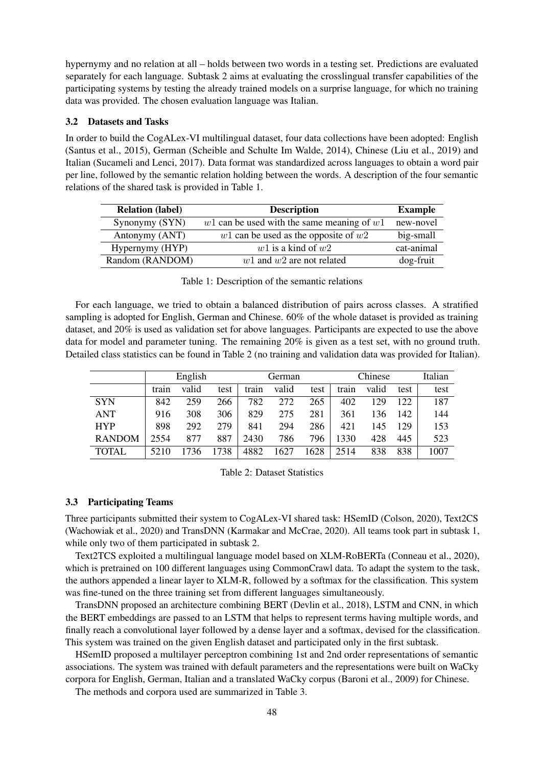hypernymy and no relation at all – holds between two words in a testing set. Predictions are evaluated separately for each language. Subtask 2 aims at evaluating the crosslingual transfer capabilities of the participating systems by testing the already trained models on a surprise language, for which no training data was provided. The chosen evaluation language was Italian.

### 3.2 Datasets and Tasks

In order to build the CogALex-VI multilingual dataset, four data collections have been adopted: English (Santus et al., 2015), German (Scheible and Schulte Im Walde, 2014), Chinese (Liu et al., 2019) and Italian (Sucameli and Lenci, 2017). Data format was standardized across languages to obtain a word pair per line, followed by the semantic relation holding between the words. A description of the four semantic relations of the shared task is provided in Table 1.

| Relation (label) | Description | Example |
|---|---|---|
| Synonymy (SYN) | $w1$ can be used with the same meaning of $w1$ | new-novel |
| Antonymy (ANT) | $w1$ can be used as the opposite of $w2$ | big-small |
| Hypernymy (HYP) | $w1$ is a kind of $w2$ | cat-animal |
| Random (RANDOM) | $w1$ and $w2$ are not related | dog-fruit |

Table 1: Description of the semantic relations

For each language, we tried to obtain a balanced distribution of pairs across classes. A stratified sampling is adopted for English, German and Chinese. 60% of the whole dataset is provided as training dataset, and 20% is used as validation set for above languages. Participants are expected to use the above data for model and parameter tuning. The remaining 20% is given as a test set, with no ground truth. Detailed class statistics can be found in Table 2 (no training and validation data was provided for Italian).

| | English | | | German | | | Chinese | | | Italian |
|---|---|---|---|---|---|---|---|---|---|---|
| | train | valid | test | train | valid | test | train | valid | test | test |
| SYN | 842 | 259 | 266 | 782 | 272 | 265 | 402 | 129 | 122 | 187 |
| ANT | 916 | 308 | 306 | 829 | 275 | 281 | 361 | 136 | 142 | 144 |
| HYP | 898 | 292 | 279 | 841 | 294 | 286 | 421 | 145 | 129 | 153 |
| RANDOM | 2554 | 877 | 887 | 2430 | 786 | 796 | 1330 | 428 | 445 | 523 |
| TOTAL | 5210 | 1736 | 1738 | 4882 | 1627 | 1628 | 2514 | 838 | 838 | 1007 |

Table 2: Dataset Statistics

### 3.3 Participating Teams

Three participants submitted their system to CogALex-VI shared task: HSemID (Colson, 2020), Text2CS (Wachowiak et al., 2020) and TransDNN (Karmakar and McCrae, 2020). All teams took part in subtask 1, while only two of them participated in subtask 2.

Text2TCS exploited a multilingual language model based on XLM-RoBERTa (Conneau et al., 2020), which is pretrained on 100 different languages using CommonCrawl data. To adapt the system to the task, the authors appended a linear layer to XLM-R, followed by a softmax for the classification. This system was fine-tuned on the three training set from different languages simultaneously.

TransDNN proposed an architecture combining BERT (Devlin et al., 2018), LSTM and CNN, in which the BERT embeddings are passed to an LSTM that helps to represent terms having multiple words, and finally reach a convolutional layer followed by a dense layer and a softmax, devised for the classification. This system was trained on the given English dataset and participated only in the first subtask.

HSemID proposed a multilayer perceptron combining 1st and 2nd order representations of semantic associations. The system was trained with default parameters and the representations were built on WaCky corpora for English, German, Italian and a translated WaCky corpus (Baroni et al., 2009) for Chinese.

The methods and corpora used are summarized in Table 3.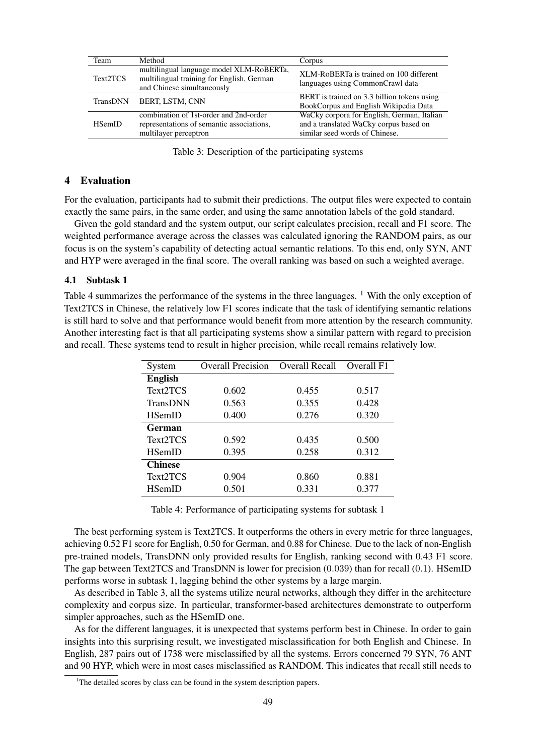| Team | Method | Corpus |
| --- | --- | --- |
| Text2TCS | multilingual language model XLM-RoBERTa, multilingual training for English, German and Chinese simultaneously | XLM-RoBERTa is trained on 100 different languages using CommonCrawl data |
| TransDNN | BERT, LSTM, CNN | BERT is trained on 3.3 billion tokens using BookCorpus and English Wikipedia Data |
| HSemID | combination of 1st-order and 2nd-order representations of semantic associations, multilayer perceptron | WaCky corpora for English, German, Italian and a translated WaCky corpus based on similar seed words of Chinese. |

Table 3: Description of the participating systems

## 4 Evaluation

For the evaluation, participants had to submit their predictions. The output files were expected to contain exactly the same pairs, in the same order, and using the same annotation labels of the gold standard.

Given the gold standard and the system output, our script calculates precision, recall and F1 score. The weighted performance average across the classes was calculated ignoring the RANDOM pairs, as our focus is on the system's capability of detecting actual semantic relations. To this end, only SYN, ANT and HYP were averaged in the final score. The overall ranking was based on such a weighted average.

### 4.1 Subtask 1

Table 4 summarizes the performance of the systems in the three languages. [1] With the only exception of Text2TCS in Chinese, the relatively low F1 scores indicate that the task of identifying semantic relations is still hard to solve and that performance would benefit from more attention by the research community. Another interesting fact is that all participating systems show a similar pattern with regard to precision and recall. These systems tend to result in higher precision, while recall remains relatively low.

| System | Overall Precision | Overall Recall | Overall F1 |
| --- | --- | --- | --- |
| **English** | | | |
| Text2TCS | 0.602 | 0.455 | 0.517 |
| TransDNN | 0.563 | 0.355 | 0.428 |
| HSemID | 0.400 | 0.276 | 0.320 |
| **German** | | | |
| Text2TCS | 0.592 | 0.435 | 0.500 |
| HSemID | 0.395 | 0.258 | 0.312 |
| **Chinese** | | | |
| Text2TCS | 0.904 | 0.860 | 0.881 |
| HSemID | 0.501 | 0.331 | 0.377 |

Table 4: Performance of participating systems for subtask 1

The best performing system is Text2TCS. It outperforms the others in every metric for three languages, achieving 0.52 F1 score for English, 0.50 for German, and 0.88 for Chinese. Due to the lack of non-English pre-trained models, TransDNN only provided results for English, ranking second with 0.43 F1 score. The gap between Text2TCS and TransDNN is lower for precision (0.039) than for recall (0.1). HSemID performs worse in subtask 1, lagging behind the other systems by a large margin.

As described in Table 3, all the systems utilize neural networks, although they differ in the architecture complexity and corpus size. In particular, transformer-based architectures demonstrate to outperform simpler approaches, such as the HSemID one.

As for the different languages, it is unexpected that systems perform best in Chinese. In order to gain insights into this surprising result, we investigated misclassification for both English and Chinese. In English, 287 pairs out of 1738 were misclassified by all the systems. Errors concerned 79 SYN, 76 ANT and 90 HYP, which were in most cases misclassified as RANDOM. This indicates that recall still needs to

[1] The detailed scores by class can be found in the system description papers.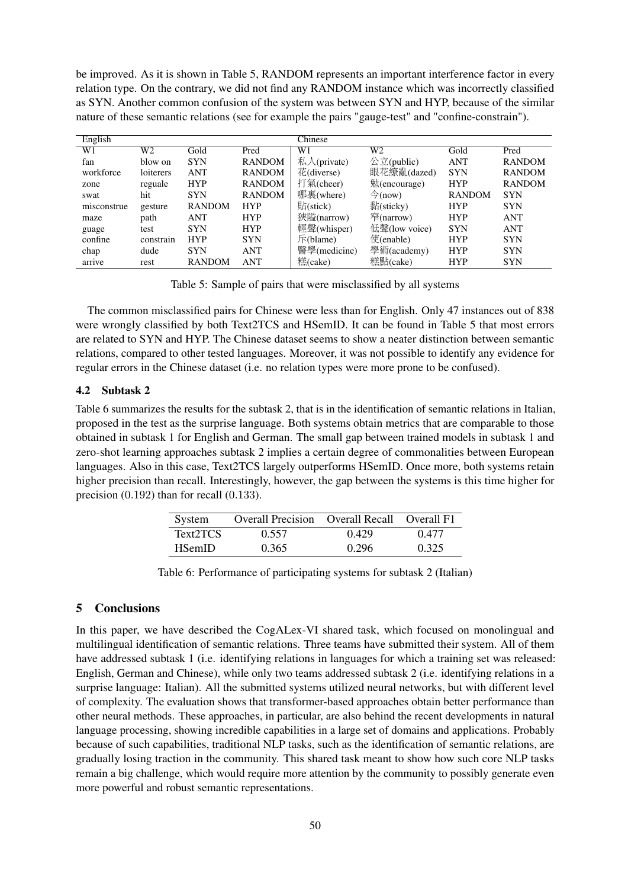be improved. As it is shown in Table 5, RANDOM represents an important interference factor in every relation type. On the contrary, we did not find any RANDOM instance which was incorrectly classified as SYN. Another common confusion of the system was between SYN and HYP, because of the similar nature of these semantic relations (see for example the pairs "gauge-test" and "confine-constrain").

| English | | | | Chinese | | | |
|---|---|---|---|---|---|---|---|
| W1 | W2 | Gold | Pred | W1 | W2 | Gold | Pred |
| fan | blow on | SYN | RANDOM | 私人(private) | 公立(public) | ANT | RANDOM |
| workforce | loiterers | ANT | RANDOM | 花(diverse) | 眼花繚亂(dazed) | SYN | RANDOM |
| zone | reguale | HYP | RANDOM | 打氣(cheer) | 勉(encourage) | HYP | RANDOM |
| swat | hit | SYN | RANDOM | 哪裏(where) | 今(now) | RANDOM | SYN |
| misconstrue | gesture | RANDOM | HYP | 貼(stick) | 黏(sticky) | HYP | SYN |
| maze | path | ANT | HYP | 狹隘(narrow) | 窄(narrow) | HYP | ANT |
| guage | test | SYN | HYP | 輕聲(whisper) | 低聲(low voice) | SYN | ANT |
| confine | constrain | HYP | SYN | 斥(blame) | 使(enable) | HYP | SYN |
| chap | dude | SYN | ANT | 醫學(medicine) | 學術(academy) | HYP | SYN |
| arrive | rest | RANDOM | ANT | 糕(cake) | 糕點(cake) | HYP | SYN |

Table 5: Sample of pairs that were misclassified by all systems

The common misclassified pairs for Chinese were less than for English. Only 47 instances out of 838 were wrongly classified by both Text2TCS and HSemID. It can be found in Table 5 that most errors are related to SYN and HYP. The Chinese dataset seems to show a neater distinction between semantic relations, compared to other tested languages. Moreover, it was not possible to identify any evidence for regular errors in the Chinese dataset (i.e. no relation types were more prone to be confused).

### 4.2 Subtask 2

Table 6 summarizes the results for the subtask 2, that is in the identification of semantic relations in Italian, proposed in the test as the surprise language. Both systems obtain metrics that are comparable to those obtained in subtask 1 for English and German. The small gap between trained models in subtask 1 and zero-shot learning approaches subtask 2 implies a certain degree of commonalities between European languages. Also in this case, Text2TCS largely outperforms HSemID. Once more, both systems retain higher precision than recall. Interestingly, however, the gap between the systems is this time higher for precision (0.192) than for recall (0.133).

| System | Overall Precision | Overall Recall | Overall F1 |
|---|---|---|---|
| Text2TCS | 0.557 | 0.429 | 0.477 |
| HSemID | 0.365 | 0.296 | 0.325 |

Table 6: Performance of participating systems for subtask 2 (Italian)

## 5 Conclusions

In this paper, we have described the CogALex-VI shared task, which focused on monolingual and multilingual identification of semantic relations. Three teams have submitted their system. All of them have addressed subtask 1 (i.e. identifying relations in languages for which a training set was released: English, German and Chinese), while only two teams addressed subtask 2 (i.e. identifying relations in a surprise language: Italian). All the submitted systems utilized neural networks, but with different level of complexity. The evaluation shows that transformer-based approaches obtain better performance than other neural methods. These approaches, in particular, are also behind the recent developments in natural language processing, showing incredible capabilities in a large set of domains and applications. Probably because of such capabilities, traditional NLP tasks, such as the identification of semantic relations, are gradually losing traction in the community. This shared task meant to show how such core NLP tasks remain a big challenge, which would require more attention by the community to possibly generate even more powerful and robust semantic representations.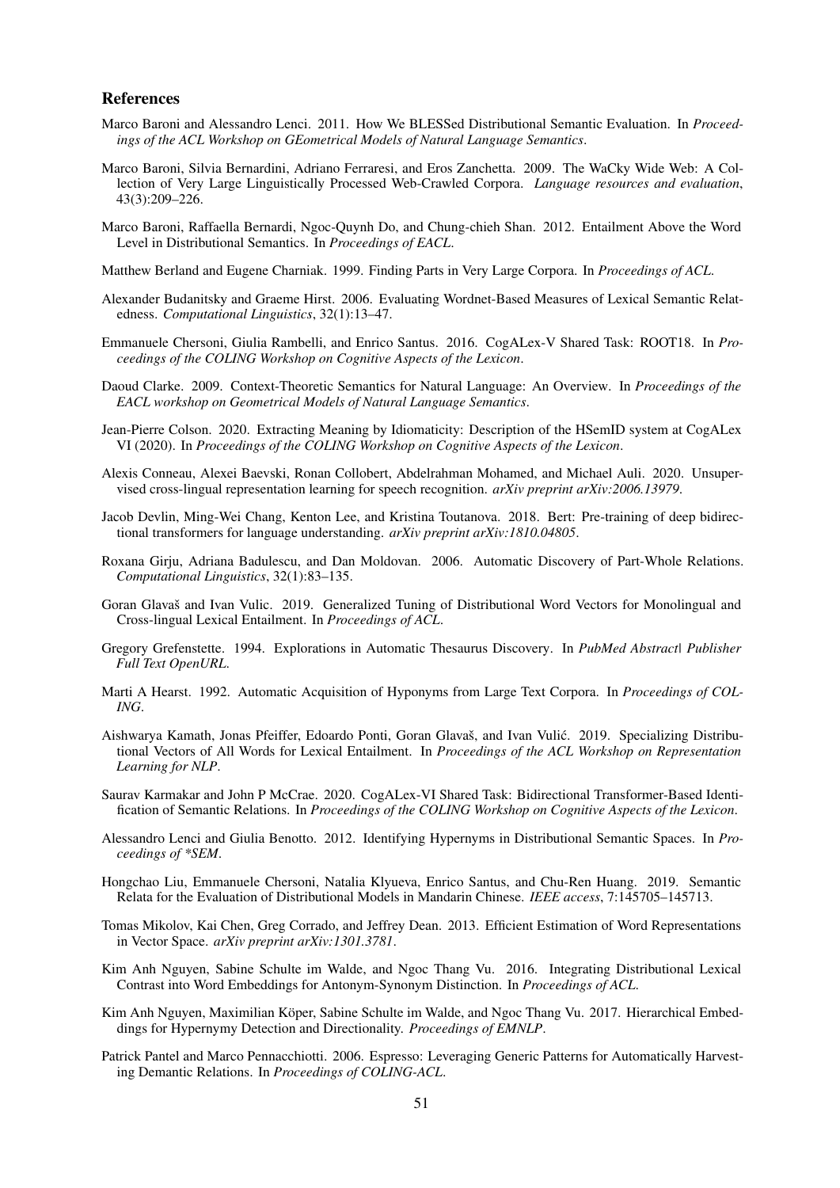## References

Marco Baroni and Alessandro Lenci. 2011. How We BLESSed Distributional Semantic Evaluation. In *Proceedings of the ACL Workshop on GEometrical Models of Natural Language Semantics*.

Marco Baroni, Silvia Bernardini, Adriano Ferraresi, and Eros Zanchetta. 2009. The WaCky Wide Web: A Collection of Very Large Linguistically Processed Web-Crawled Corpora. *Language resources and evaluation*, 43(3):209–226.

Marco Baroni, Raffaella Bernardi, Ngoc-Quynh Do, and Chung-chieh Shan. 2012. Entailment Above the Word Level in Distributional Semantics. In *Proceedings of EACL*.

Matthew Berland and Eugene Charniak. 1999. Finding Parts in Very Large Corpora. In *Proceedings of ACL*.

Alexander Budanitsky and Graeme Hirst. 2006. Evaluating Wordnet-Based Measures of Lexical Semantic Relatedness. *Computational Linguistics*, 32(1):13–47.

Emmanuele Chersoni, Giulia Rambelli, and Enrico Santus. 2016. CogALex-V Shared Task: ROOT18. In *Proceedings of the COLING Workshop on Cognitive Aspects of the Lexicon*.

Daoud Clarke. 2009. Context-Theoretic Semantics for Natural Language: An Overview. In *Proceedings of the EACL workshop on Geometrical Models of Natural Language Semantics*.

Jean-Pierre Colson. 2020. Extracting Meaning by Idiomaticity: Description of the HSemID system at CogALex VI (2020). In *Proceedings of the COLING Workshop on Cognitive Aspects of the Lexicon*.

Alexis Conneau, Alexei Baevski, Ronan Collobert, Abdelrahman Mohamed, and Michael Auli. 2020. Unsupervised cross-lingual representation learning for speech recognition. *arXiv preprint arXiv:2006.13979*.

Jacob Devlin, Ming-Wei Chang, Kenton Lee, and Kristina Toutanova. 2018. Bert: Pre-training of deep bidirectional transformers for language understanding. *arXiv preprint arXiv:1810.04805*.

Roxana Girju, Adriana Badulescu, and Dan Moldovan. 2006. Automatic Discovery of Part-Whole Relations. *Computational Linguistics*, 32(1):83–135.

Goran Glavaš and Ivan Vulic. 2019. Generalized Tuning of Distributional Word Vectors for Monolingual and Cross-lingual Lexical Entailment. In *Proceedings of ACL*.

Gregory Grefenstette. 1994. Explorations in Automatic Thesaurus Discovery. In *PubMed Abstract| Publisher Full Text OpenURL*.

Marti A Hearst. 1992. Automatic Acquisition of Hyponyms from Large Text Corpora. In *Proceedings of COLING*.

Aishwarya Kamath, Jonas Pfeiffer, Edoardo Ponti, Goran Glavaš, and Ivan Vulić. 2019. Specializing Distributional Vectors of All Words for Lexical Entailment. In *Proceedings of the ACL Workshop on Representation Learning for NLP*.

Saurav Karmakar and John P McCrae. 2020. CogALex-VI Shared Task: Bidirectional Transformer-Based Identification of Semantic Relations. In *Proceedings of the COLING Workshop on Cognitive Aspects of the Lexicon*.

Alessandro Lenci and Giulia Benotto. 2012. Identifying Hypernyms in Distributional Semantic Spaces. In *Proceedings of \*SEM*.

Hongchao Liu, Emmanuele Chersoni, Natalia Klyueva, Enrico Santus, and Chu-Ren Huang. 2019. Semantic Relata for the Evaluation of Distributional Models in Mandarin Chinese. *IEEE access*, 7:145705–145713.

Tomas Mikolov, Kai Chen, Greg Corrado, and Jeffrey Dean. 2013. Efficient Estimation of Word Representations in Vector Space. *arXiv preprint arXiv:1301.3781*.

Kim Anh Nguyen, Sabine Schulte im Walde, and Ngoc Thang Vu. 2016. Integrating Distributional Lexical Contrast into Word Embeddings for Antonym-Synonym Distinction. In *Proceedings of ACL*.

Kim Anh Nguyen, Maximilian Köper, Sabine Schulte im Walde, and Ngoc Thang Vu. 2017. Hierarchical Embeddings for Hypernymy Detection and Directionality. *Proceedings of EMNLP*.

Patrick Pantel and Marco Pennacchiotti. 2006. Espresso: Leveraging Generic Patterns for Automatically Harvesting Demantic Relations. In *Proceedings of COLING-ACL*.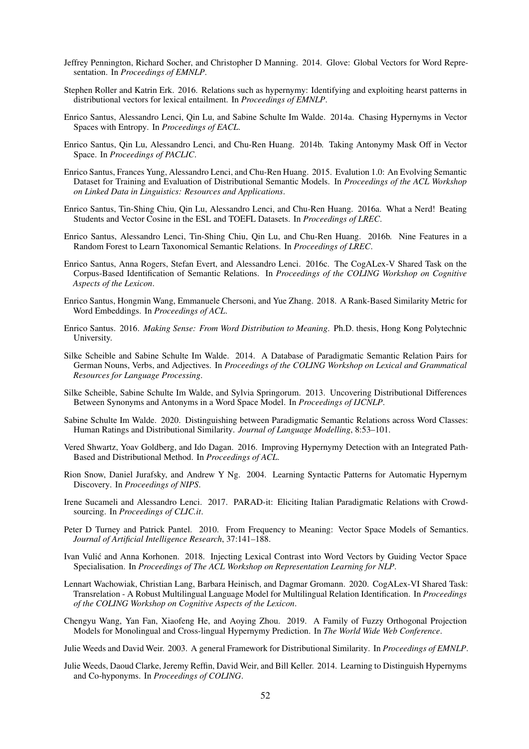Jeffrey Pennington, Richard Socher, and Christopher D Manning. 2014. Glove: Global Vectors for Word Representation. In *Proceedings of EMNLP*.

Stephen Roller and Katrin Erk. 2016. Relations such as hypernymy: Identifying and exploiting hearst patterns in distributional vectors for lexical entailment. In *Proceedings of EMNLP*.

Enrico Santus, Alessandro Lenci, Qin Lu, and Sabine Schulte Im Walde. 2014a. Chasing Hypernyms in Vector Spaces with Entropy. In *Proceedings of EACL*.

Enrico Santus, Qin Lu, Alessandro Lenci, and Chu-Ren Huang. 2014b. Taking Antonymy Mask Off in Vector Space. In *Proceedings of PACLIC*.

Enrico Santus, Frances Yung, Alessandro Lenci, and Chu-Ren Huang. 2015. Evalution 1.0: An Evolving Semantic Dataset for Training and Evaluation of Distributional Semantic Models. In *Proceedings of the ACL Workshop on Linked Data in Linguistics: Resources and Applications*.

Enrico Santus, Tin-Shing Chiu, Qin Lu, Alessandro Lenci, and Chu-Ren Huang. 2016a. What a Nerd! Beating Students and Vector Cosine in the ESL and TOEFL Datasets. In *Proceedings of LREC*.

Enrico Santus, Alessandro Lenci, Tin-Shing Chiu, Qin Lu, and Chu-Ren Huang. 2016b. Nine Features in a Random Forest to Learn Taxonomical Semantic Relations. In *Proceedings of LREC*.

Enrico Santus, Anna Rogers, Stefan Evert, and Alessandro Lenci. 2016c. The CogALex-V Shared Task on the Corpus-Based Identification of Semantic Relations. In *Proceedings of the COLING Workshop on Cognitive Aspects of the Lexicon*.

Enrico Santus, Hongmin Wang, Emmanuele Chersoni, and Yue Zhang. 2018. A Rank-Based Similarity Metric for Word Embeddings. In *Proceedings of ACL*.

Enrico Santus. 2016. *Making Sense: From Word Distribution to Meaning*. Ph.D. thesis, Hong Kong Polytechnic University.

Silke Scheible and Sabine Schulte Im Walde. 2014. A Database of Paradigmatic Semantic Relation Pairs for German Nouns, Verbs, and Adjectives. In *Proceedings of the COLING Workshop on Lexical and Grammatical Resources for Language Processing*.

Silke Scheible, Sabine Schulte Im Walde, and Sylvia Springorum. 2013. Uncovering Distributional Differences Between Synonyms and Antonyms in a Word Space Model. In *Proceedings of IJCNLP*.

Sabine Schulte Im Walde. 2020. Distinguishing between Paradigmatic Semantic Relations across Word Classes: Human Ratings and Distributional Similarity. *Journal of Language Modelling*, 8:53–101.

Vered Shwartz, Yoav Goldberg, and Ido Dagan. 2016. Improving Hypernymy Detection with an Integrated Path-Based and Distributional Method. In *Proceedings of ACL*.

Rion Snow, Daniel Jurafsky, and Andrew Y Ng. 2004. Learning Syntactic Patterns for Automatic Hypernym Discovery. In *Proceedings of NIPS*.

Irene Sucameli and Alessandro Lenci. 2017. PARAD-it: Eliciting Italian Paradigmatic Relations with Crowdsourcing. In *Proceedings of CLIC.it*.

Peter D Turney and Patrick Pantel. 2010. From Frequency to Meaning: Vector Space Models of Semantics. *Journal of Artificial Intelligence Research*, 37:141–188.

Ivan Vulić and Anna Korhonen. 2018. Injecting Lexical Contrast into Word Vectors by Guiding Vector Space Specialisation. In *Proceedings of The ACL Workshop on Representation Learning for NLP*.

Lennart Wachowiak, Christian Lang, Barbara Heinisch, and Dagmar Gromann. 2020. CogALex-VI Shared Task: Transrelation - A Robust Multilingual Language Model for Multilingual Relation Identification. In *Proceedings of the COLING Workshop on Cognitive Aspects of the Lexicon*.

Chengyu Wang, Yan Fan, Xiaofeng He, and Aoying Zhou. 2019. A Family of Fuzzy Orthogonal Projection Models for Monolingual and Cross-lingual Hypernymy Prediction. In *The World Wide Web Conference*.

Julie Weeds and David Weir. 2003. A general Framework for Distributional Similarity. In *Proceedings of EMNLP*.

Julie Weeds, Daoud Clarke, Jeremy Reffin, David Weir, and Bill Keller. 2014. Learning to Distinguish Hypernyms and Co-hyponyms. In *Proceedings of COLING*.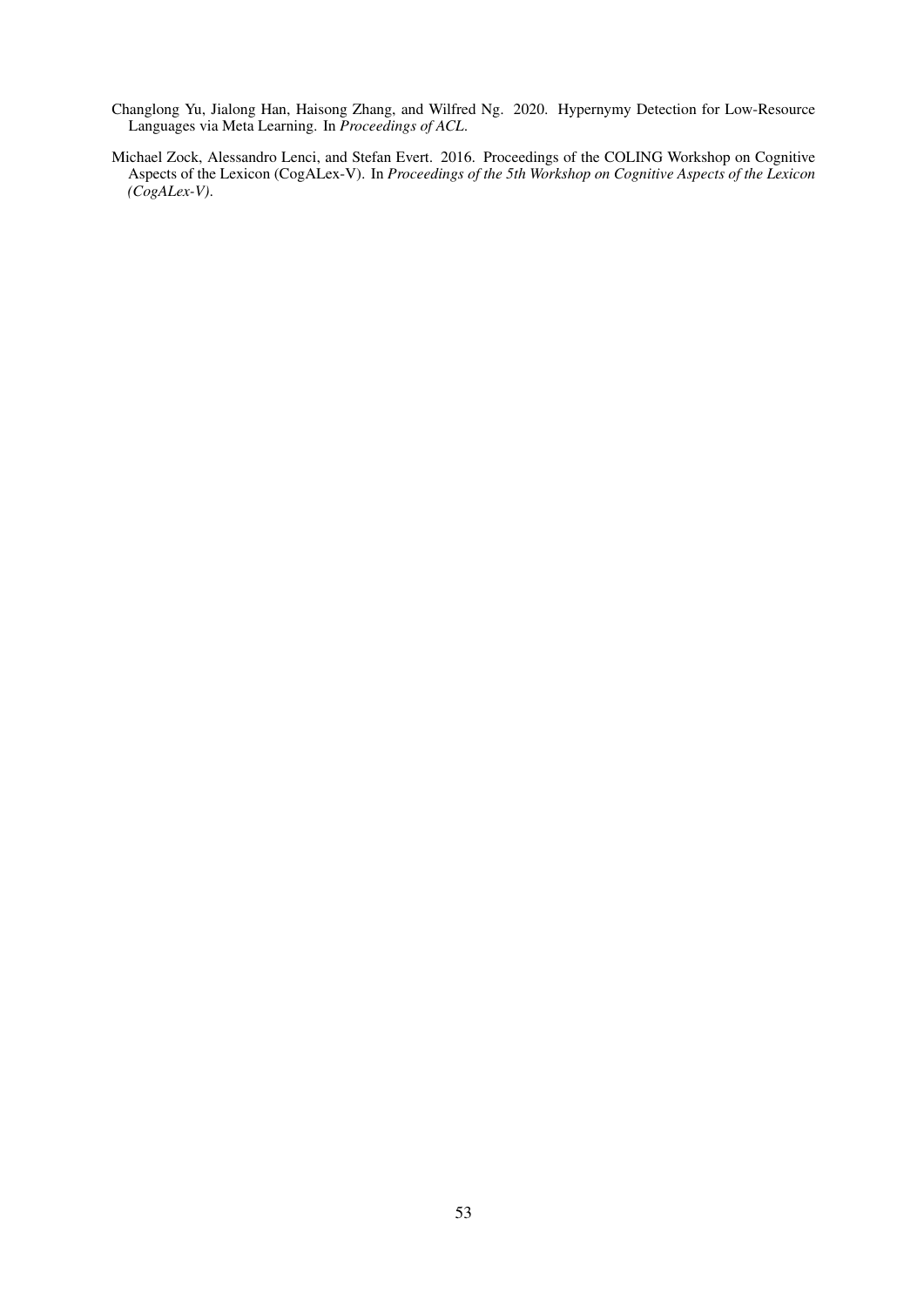Changlong Yu, Jialong Han, Haisong Zhang, and Wilfred Ng. 2020. Hypernymy Detection for Low-Resource Languages via Meta Learning. In *Proceedings of ACL*.

Michael Zock, Alessandro Lenci, and Stefan Evert. 2016. Proceedings of the COLING Workshop on Cognitive Aspects of the Lexicon (CogALex-V). In *Proceedings of the 5th Workshop on Cognitive Aspects of the Lexicon (CogALex-V)*.